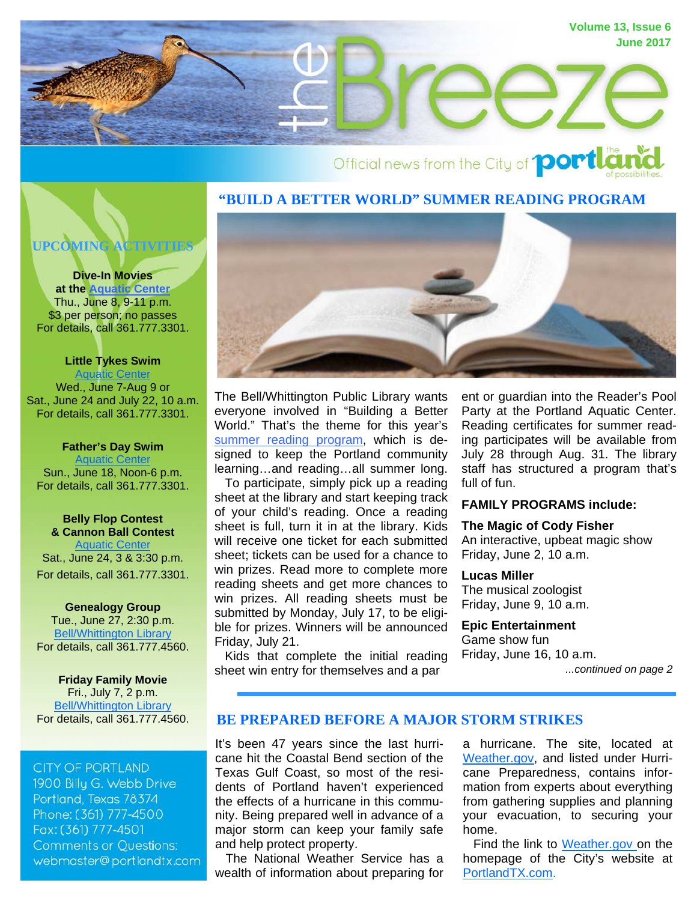# the Breeze

Volume 13, Issue 6
June 2017

Official news from the City of Portland — the Portland of possibilities.

## "BUILD A BETTER WORLD" SUMMER READING PROGRAM

The Bell/Whittington Public Library wants everyone involved in "Building a Better World." That's the theme for this year's summer reading program, which is designed to keep the Portland community learning…and reading…all summer long.

To participate, simply pick up a reading sheet at the library and start keeping track of your child's reading. Once a reading sheet is full, turn it in at the library. Kids will receive one ticket for each submitted sheet; tickets can be used for a chance to win prizes. Read more to complete more reading sheets and get more chances to win prizes. All reading sheets must be submitted by Monday, July 17, to be eligible for prizes. Winners will be announced Friday, July 21.

Kids that complete the initial reading sheet win entry for themselves and a parent or guardian into the Reader's Pool Party at the Portland Aquatic Center. Reading certificates for summer reading participants will be available from July 28 through Aug. 31. The library staff has structured a program that's full of fun.

**FAMILY PROGRAMS include:**

**The Magic of Cody Fisher**
An interactive, upbeat magic show
Friday, June 2, 10 a.m.

**Lucas Miller**
The musical zoologist
Friday, June 9, 10 a.m.

**Epic Entertainment**
Game show fun
Friday, June 16, 10 a.m.

*...continued on page 2*

## BE PREPARED BEFORE A MAJOR STORM STRIKES

It's been 47 years since the last hurricane hit the Coastal Bend section of the Texas Gulf Coast, so most of the residents of Portland haven't experienced the effects of a hurricane in this community. Being prepared well in advance of a major storm can keep your family safe and help protect property.

The National Weather Service has a wealth of information about preparing for a hurricane. The site, located at Weather.gov, and listed under Hurricane Preparedness, contains information from experts about everything from gathering supplies and planning your evacuation, to securing your home.

Find the link to Weather.gov on the homepage of the City's website at PortlandTX.com.

## UPCOMING ACTIVITIES

**Dive-In Movies**
**at the Aquatic Center**
Thu., June 8, 9-11 p.m.
$3 per person; no passes
For details, call 361.777.3301.

**Little Tykes Swim**
Aquatic Center
Wed., June 7-Aug 9 or
Sat., June 24 and July 22, 10 a.m.
For details, call 361.777.3301.

**Father's Day Swim**
Aquatic Center
Sun., June 18, Noon-6 p.m.
For details, call 361.777.3301.

**Belly Flop Contest**
**& Cannon Ball Contest**
Aquatic Center
Sat., June 24, 3 & 3:30 p.m.
For details, call 361.777.3301.

**Genealogy Group**
Tue., June 27, 2:30 p.m.
Bell/Whittington Library
For details, call 361.777.4560.

**Friday Family Movie**
Fri., July 7, 2 p.m.
Bell/Whittington Library
For details, call 361.777.4560.

CITY OF PORTLAND
1900 Billy G. Webb Drive
Portland, Texas 78374
Phone: (361) 777-4500
Fax: (361) 777-4501
Comments or Questions:
webmaster@portlandtx.com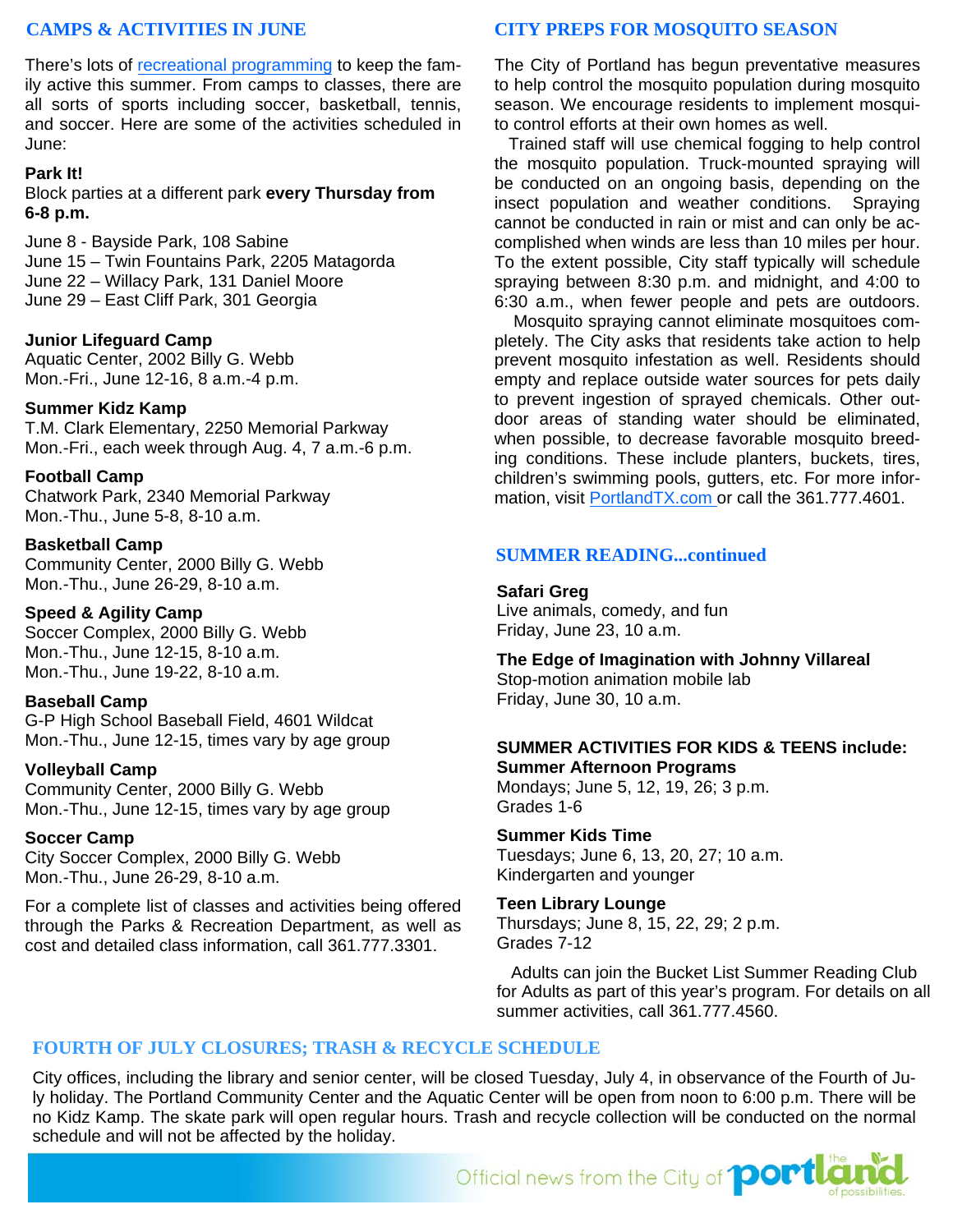## CAMPS & ACTIVITIES IN JUNE

There's lots of recreational programming to keep the family active this summer. From camps to classes, there are all sorts of sports including soccer, basketball, tennis, and soccer. Here are some of the activities scheduled in June:

**Park It!**
Block parties at a different park **every Thursday from 6-8 p.m.**

June 8 - Bayside Park, 108 Sabine
June 15 – Twin Fountains Park, 2205 Matagorda
June 22 – Willacy Park, 131 Daniel Moore
June 29 – East Cliff Park, 301 Georgia

**Junior Lifeguard Camp**
Aquatic Center, 2002 Billy G. Webb
Mon.-Fri., June 12-16, 8 a.m.-4 p.m.

**Summer Kidz Kamp**
T.M. Clark Elementary, 2250 Memorial Parkway
Mon.-Fri., each week through Aug. 4, 7 a.m.-6 p.m.

**Football Camp**
Chatwork Park, 2340 Memorial Parkway
Mon.-Thu., June 5-8, 8-10 a.m.

**Basketball Camp**
Community Center, 2000 Billy G. Webb
Mon.-Thu., June 26-29, 8-10 a.m.

**Speed & Agility Camp**
Soccer Complex, 2000 Billy G. Webb
Mon.-Thu., June 12-15, 8-10 a.m.
Mon.-Thu., June 19-22, 8-10 a.m.

**Baseball Camp**
G-P High School Baseball Field, 4601 Wildcat
Mon.-Thu., June 12-15, times vary by age group

**Volleyball Camp**
Community Center, 2000 Billy G. Webb
Mon.-Thu., June 12-15, times vary by age group

**Soccer Camp**
City Soccer Complex, 2000 Billy G. Webb
Mon.-Thu., June 26-29, 8-10 a.m.

For a complete list of classes and activities being offered through the Parks & Recreation Department, as well as cost and detailed class information, call 361.777.3301.

## CITY PREPS FOR MOSQUITO SEASON

The City of Portland has begun preventative measures to help control the mosquito population during mosquito season. We encourage residents to implement mosquito control efforts at their own homes as well.

Trained staff will use chemical fogging to help control the mosquito population. Truck-mounted spraying will be conducted on an ongoing basis, depending on the insect population and weather conditions. Spraying cannot be conducted in rain or mist and can only be accomplished when winds are less than 10 miles per hour. To the extent possible, City staff typically will schedule spraying between 8:30 p.m. and midnight, and 4:00 to 6:30 a.m., when fewer people and pets are outdoors.

Mosquito spraying cannot eliminate mosquitoes completely. The City asks that residents take action to help prevent mosquito infestation as well. Residents should empty and replace outside water sources for pets daily to prevent ingestion of sprayed chemicals. Other outdoor areas of standing water should be eliminated, when possible, to decrease favorable mosquito breeding conditions. These include planters, buckets, tires, children's swimming pools, gutters, etc. For more information, visit PortlandTX.com or call the 361.777.4601.

## SUMMER READING...continued

**Safari Greg**
Live animals, comedy, and fun
Friday, June 23, 10 a.m.

**The Edge of Imagination with Johnny Villareal**
Stop-motion animation mobile lab
Friday, June 30, 10 a.m.

**SUMMER ACTIVITIES FOR KIDS & TEENS include:**

**Summer Afternoon Programs**
Mondays; June 5, 12, 19, 26; 3 p.m.
Grades 1-6

**Summer Kids Time**
Tuesdays; June 6, 13, 20, 27; 10 a.m.
Kindergarten and younger

**Teen Library Lounge**
Thursdays; June 8, 15, 22, 29; 2 p.m.
Grades 7-12

Adults can join the Bucket List Summer Reading Club for Adults as part of this year's program. For details on all summer activities, call 361.777.4560.

## FOURTH OF JULY CLOSURES; TRASH & RECYCLE SCHEDULE

City offices, including the library and senior center, will be closed Tuesday, July 4, in observance of the Fourth of July holiday. The Portland Community Center and the Aquatic Center will be open from noon to 6:00 p.m. There will be no Kidz Kamp. The skate park will open regular hours. Trash and recycle collection will be conducted on the normal schedule and will not be affected by the holiday.

Official news from the City of portland